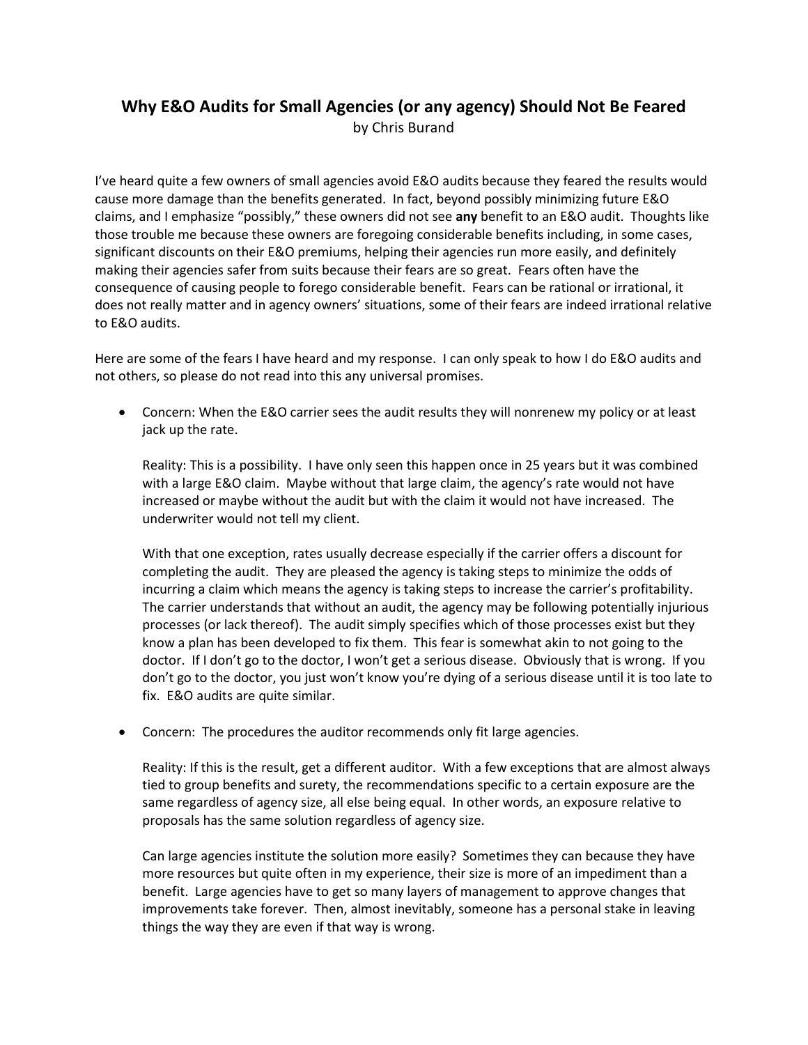# Why E&O Audits for Small Agencies (or any agency) Should Not Be Feared

by Chris Burand

I've heard quite a few owners of small agencies avoid E&O audits because they feared the results would cause more damage than the benefits generated. In fact, beyond possibly minimizing future E&O claims, and I emphasize "possibly," these owners did not see **any** benefit to an E&O audit. Thoughts like those trouble me because these owners are foregoing considerable benefits including, in some cases, significant discounts on their E&O premiums, helping their agencies run more easily, and definitely making their agencies safer from suits because their fears are so great. Fears often have the consequence of causing people to forego considerable benefit. Fears can be rational or irrational, it does not really matter and in agency owners' situations, some of their fears are indeed irrational relative to E&O audits.

Here are some of the fears I have heard and my response. I can only speak to how I do E&O audits and not others, so please do not read into this any universal promises.

- Concern: When the E&O carrier sees the audit results they will nonrenew my policy or at least jack up the rate.

  Reality: This is a possibility. I have only seen this happen once in 25 years but it was combined with a large E&O claim. Maybe without that large claim, the agency's rate would not have increased or maybe without the audit but with the claim it would not have increased. The underwriter would not tell my client.

  With that one exception, rates usually decrease especially if the carrier offers a discount for completing the audit. They are pleased the agency is taking steps to minimize the odds of incurring a claim which means the agency is taking steps to increase the carrier's profitability. The carrier understands that without an audit, the agency may be following potentially injurious processes (or lack thereof). The audit simply specifies which of those processes exist but they know a plan has been developed to fix them. This fear is somewhat akin to not going to the doctor. If I don't go to the doctor, I won't get a serious disease. Obviously that is wrong. If you don't go to the doctor, you just won't know you're dying of a serious disease until it is too late to fix. E&O audits are quite similar.

- Concern: The procedures the auditor recommends only fit large agencies.

  Reality: If this is the result, get a different auditor. With a few exceptions that are almost always tied to group benefits and surety, the recommendations specific to a certain exposure are the same regardless of agency size, all else being equal. In other words, an exposure relative to proposals has the same solution regardless of agency size.

  Can large agencies institute the solution more easily? Sometimes they can because they have more resources but quite often in my experience, their size is more of an impediment than a benefit. Large agencies have to get so many layers of management to approve changes that improvements take forever. Then, almost inevitably, someone has a personal stake in leaving things the way they are even if that way is wrong.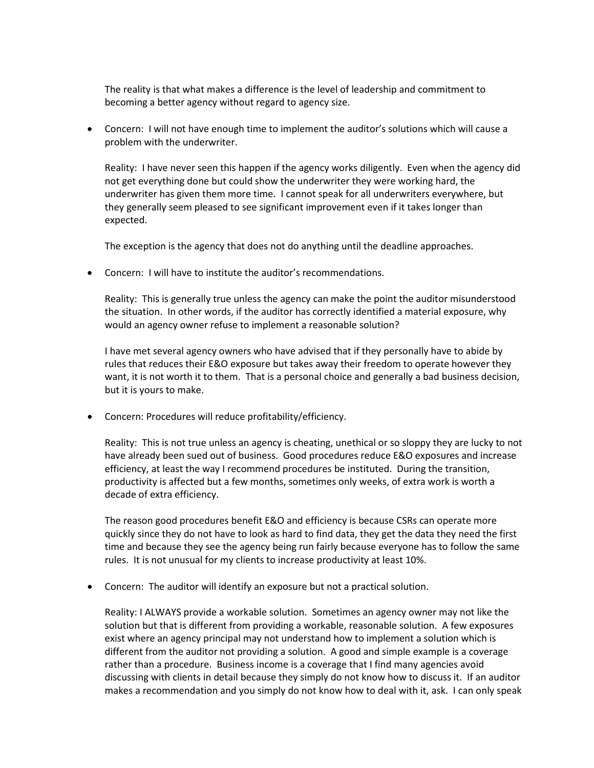The reality is that what makes a difference is the level of leadership and commitment to becoming a better agency without regard to agency size.

- Concern: I will not have enough time to implement the auditor's solutions which will cause a problem with the underwriter.

  Reality: I have never seen this happen if the agency works diligently. Even when the agency did not get everything done but could show the underwriter they were working hard, the underwriter has given them more time. I cannot speak for all underwriters everywhere, but they generally seem pleased to see significant improvement even if it takes longer than expected.

  The exception is the agency that does not do anything until the deadline approaches.

- Concern: I will have to institute the auditor's recommendations.

  Reality: This is generally true unless the agency can make the point the auditor misunderstood the situation. In other words, if the auditor has correctly identified a material exposure, why would an agency owner refuse to implement a reasonable solution?

  I have met several agency owners who have advised that if they personally have to abide by rules that reduces their E&O exposure but takes away their freedom to operate however they want, it is not worth it to them. That is a personal choice and generally a bad business decision, but it is yours to make.

- Concern: Procedures will reduce profitability/efficiency.

  Reality: This is not true unless an agency is cheating, unethical or so sloppy they are lucky to not have already been sued out of business. Good procedures reduce E&O exposures and increase efficiency, at least the way I recommend procedures be instituted. During the transition, productivity is affected but a few months, sometimes only weeks, of extra work is worth a decade of extra efficiency.

  The reason good procedures benefit E&O and efficiency is because CSRs can operate more quickly since they do not have to look as hard to find data, they get the data they need the first time and because they see the agency being run fairly because everyone has to follow the same rules. It is not unusual for my clients to increase productivity at least 10%.

- Concern: The auditor will identify an exposure but not a practical solution.

  Reality: I ALWAYS provide a workable solution. Sometimes an agency owner may not like the solution but that is different from providing a workable, reasonable solution. A few exposures exist where an agency principal may not understand how to implement a solution which is different from the auditor not providing a solution. A good and simple example is a coverage rather than a procedure. Business income is a coverage that I find many agencies avoid discussing with clients in detail because they simply do not know how to discuss it. If an auditor makes a recommendation and you simply do not know how to deal with it, ask. I can only speak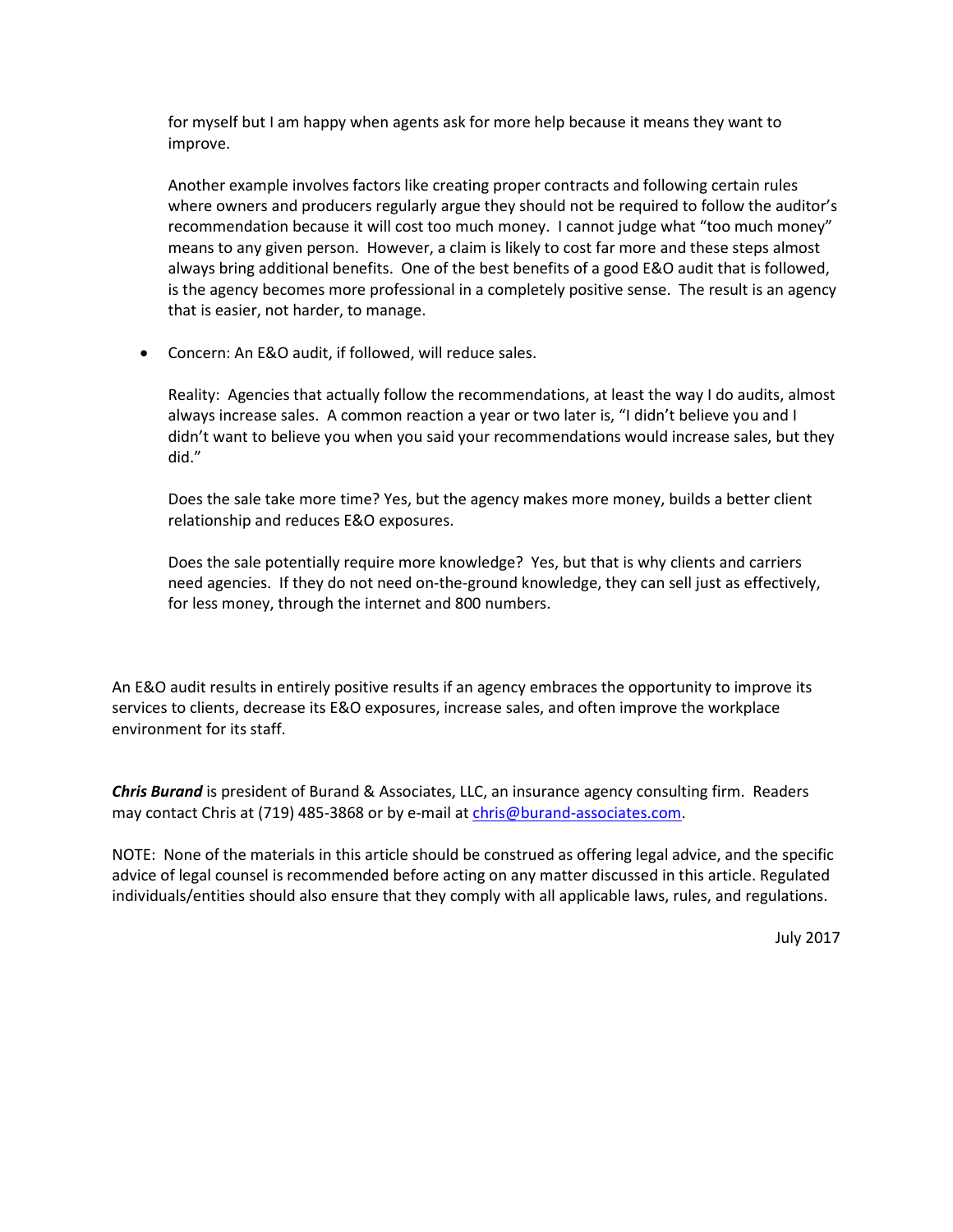for myself but I am happy when agents ask for more help because it means they want to improve.

Another example involves factors like creating proper contracts and following certain rules where owners and producers regularly argue they should not be required to follow the auditor's recommendation because it will cost too much money. I cannot judge what "too much money" means to any given person. However, a claim is likely to cost far more and these steps almost always bring additional benefits. One of the best benefits of a good E&O audit that is followed, is the agency becomes more professional in a completely positive sense. The result is an agency that is easier, not harder, to manage.

- Concern: An E&O audit, if followed, will reduce sales.

  Reality: Agencies that actually follow the recommendations, at least the way I do audits, almost always increase sales. A common reaction a year or two later is, "I didn't believe you and I didn't want to believe you when you said your recommendations would increase sales, but they did."

  Does the sale take more time? Yes, but the agency makes more money, builds a better client relationship and reduces E&O exposures.

  Does the sale potentially require more knowledge? Yes, but that is why clients and carriers need agencies. If they do not need on-the-ground knowledge, they can sell just as effectively, for less money, through the internet and 800 numbers.

An E&O audit results in entirely positive results if an agency embraces the opportunity to improve its services to clients, decrease its E&O exposures, increase sales, and often improve the workplace environment for its staff.

***Chris Burand*** is president of Burand & Associates, LLC, an insurance agency consulting firm. Readers may contact Chris at (719) 485-3868 or by e-mail at chris@burand-associates.com.

NOTE: None of the materials in this article should be construed as offering legal advice, and the specific advice of legal counsel is recommended before acting on any matter discussed in this article. Regulated individuals/entities should also ensure that they comply with all applicable laws, rules, and regulations.

July 2017